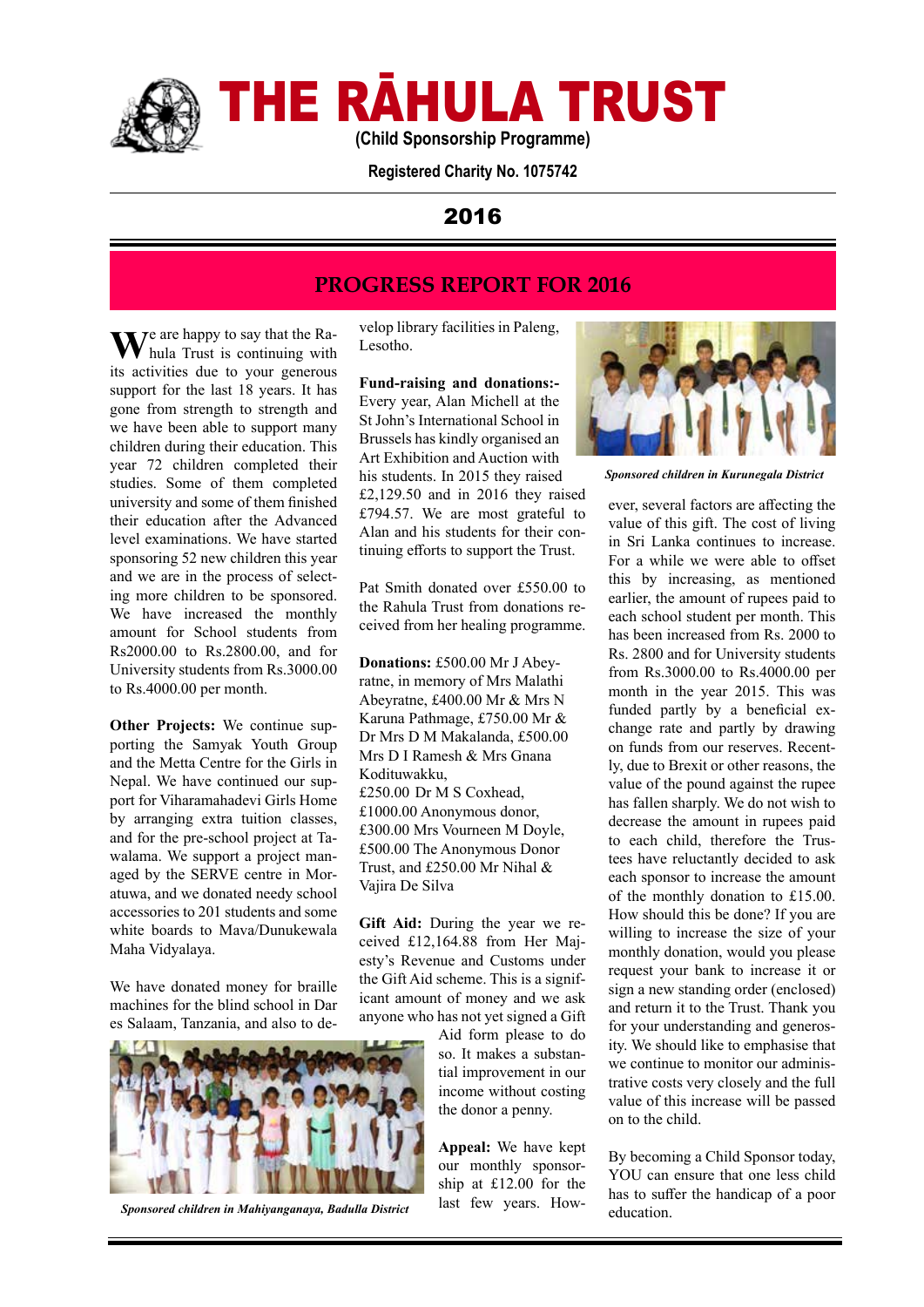# THE RĀHULA TRUST

**(Child Sponsorship Programme)**

**Registered Charity No. 1075742**

## 2016

## PROGRESS REPORT FOR 2016

We are happy to say that the Rahula Trust is continuing with its activities due to your generous support for the last 18 years. It has gone from strength to strength and we have been able to support many children during their education. This year 72 children completed their studies. Some of them completed university and some of them finished their education after the Advanced level examinations. We have started sponsoring 52 new children this year and we are in the process of selecting more children to be sponsored. We have increased the monthly amount for School students from Rs2000.00 to Rs.2800.00, and for University students from Rs.3000.00 to Rs.4000.00 per month.

**Other Projects:** We continue supporting the Samyak Youth Group and the Metta Centre for the Girls in Nepal. We have continued our support for Viharamahadevi Girls Home by arranging extra tuition classes, and for the pre-school project at Tawalama. We support a project managed by the SERVE centre in Moratuwa, and we donated needy school accessories to 201 students and some white boards to Mava/Dunukewala Maha Vidyalaya.

We have donated money for braille machines for the blind school in Dar es Salaam, Tanzania, and also to develop library facilities in Paleng, Lesotho.

*Sponsored children in Mahiyanganaya, Badulla District*

**Fund-raising and donations:-** Every year, Alan Michell at the St John's International School in Brussels has kindly organised an Art Exhibition and Auction with his students. In 2015 they raised £2,129.50 and in 2016 they raised £794.57. We are most grateful to Alan and his students for their continuing efforts to support the Trust.

Pat Smith donated over £550.00 to the Rahula Trust from donations received from her healing programme.

**Donations:** £500.00 Mr J Abeyratne, in memory of Mrs Malathi Abeyratne, £400.00 Mr & Mrs N Karuna Pathmage, £750.00 Mr & Dr Mrs D M Makalanda, £500.00 Mrs D I Ramesh & Mrs Gnana Kodituwakku,
£250.00 Dr M S Coxhead,
£1000.00 Anonymous donor,
£300.00 Mrs Vourneen M Doyle,
£500.00 The Anonymous Donor Trust, and £250.00 Mr Nihal & Vajira De Silva

**Gift Aid:** During the year we received £12,164.88 from Her Majesty's Revenue and Customs under the Gift Aid scheme. This is a significant amount of money and we ask anyone who has not yet signed a Gift Aid form please to do so. It makes a substantial improvement in our income without costing the donor a penny.

**Appeal:** We have kept our monthly sponsorship at £12.00 for the last few years. However, several factors are affecting the value of this gift. The cost of living in Sri Lanka continues to increase. For a while we were able to offset this by increasing, as mentioned earlier, the amount of rupees paid to each school student per month. This has been increased from Rs. 2000 to Rs. 2800 and for University students from Rs.3000.00 to Rs.4000.00 per month in the year 2015. This was funded partly by a beneficial exchange rate and partly by drawing on funds from our reserves. Recently, due to Brexit or other reasons, the value of the pound against the rupee has fallen sharply. We do not wish to decrease the amount in rupees paid to each child, therefore the Trustees have reluctantly decided to ask each sponsor to increase the amount of the monthly donation to £15.00. How should this be done? If you are willing to increase the size of your monthly donation, would you please request your bank to increase it or sign a new standing order (enclosed) and return it to the Trust. Thank you for your understanding and generosity. We should like to emphasise that we continue to monitor our administrative costs very closely and the full value of this increase will be passed on to the child.

*Sponsored children in Kurunegala District*

By becoming a Child Sponsor today, YOU can ensure that one less child has to suffer the handicap of a poor education.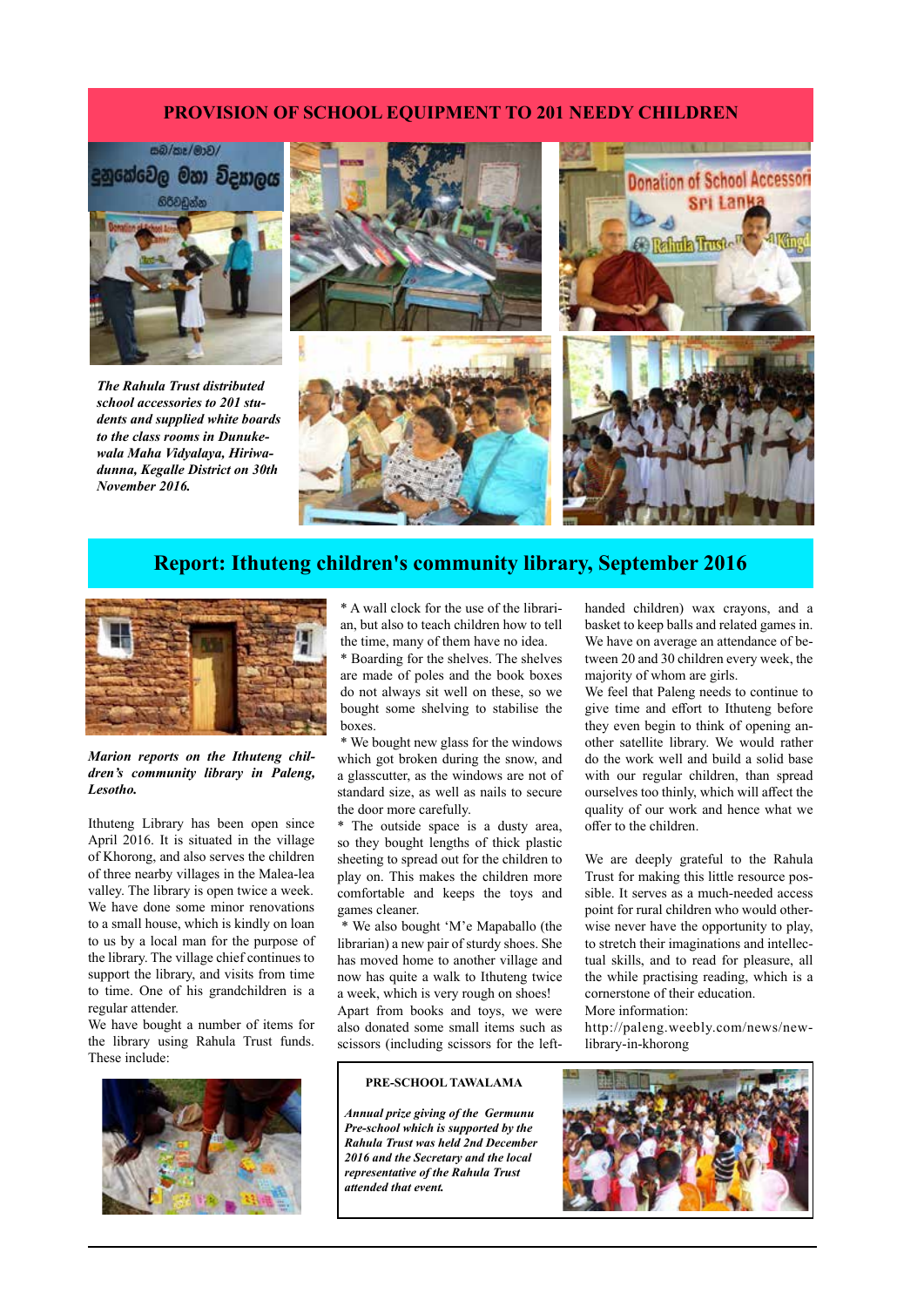## PROVISION OF SCHOOL EQUIPMENT TO 201 NEEDY CHILDREN

***The Rahula Trust distributed school accessories to 201 students and supplied white boards to the class rooms in Dunukewala Maha Vidyalaya, Hiriwadunna, Kegalle District on 30th November 2016.***

## Report: Ithuteng children's community library, September 2016

***Marion reports on the Ithuteng children's community library in Paleng, Lesotho.***

Ithuteng Library has been open since April 2016. It is situated in the village of Khorong, and also serves the children of three nearby villages in the Malea-lea valley. The library is open twice a week. We have done some minor renovations to a small house, which is kindly on loan to us by a local man for the purpose of the library. The village chief continues to support the library, and visits from time to time. One of his grandchildren is a regular attender.

We have bought a number of items for the library using Rahula Trust funds. These include:

* A wall clock for the use of the librarian, but also to teach children how to tell the time, many of them have no idea.
* Boarding for the shelves. The shelves are made of poles and the book boxes do not always sit well on these, so we bought some shelving to stabilise the boxes.
* We bought new glass for the windows which got broken during the snow, and a glasscutter, as the windows are not of standard size, as well as nails to secure the door more carefully.
* The outside space is a dusty area, so they bought lengths of thick plastic sheeting to spread out for the children to play on. This makes the children more comfortable and keeps the toys and games cleaner.
* We also bought 'M'e Mapaballo (the librarian) a new pair of sturdy shoes. She has moved home to another village and now has quite a walk to Ithuteng twice a week, which is very rough on shoes!

Apart from books and toys, we were also donated some small items such as scissors (including scissors for the left-handed children) wax crayons, and a basket to keep balls and related games in.

We have on average an attendance of between 20 and 30 children every week, the majority of whom are girls.

We feel that Paleng needs to continue to give time and effort to Ithuteng before they even begin to think of opening another satellite library. We would rather do the work well and build a solid base with our regular children, than spread ourselves too thinly, which will affect the quality of our work and hence what we offer to the children.

We are deeply grateful to the Rahula Trust for making this little resource possible. It serves as a much-needed access point for rural children who would otherwise never have the opportunity to play, to stretch their imaginations and intellectual skills, and to read for pleasure, all the while practising reading, which is a cornerstone of their education.

More information:
http://paleng.weebly.com/news/new-library-in-khorong

### PRE-SCHOOL TAWALAMA

***Annual prize giving of the Germunu Pre-school which is supported by the Rahula Trust was held 2nd December 2016 and the Secretary and the local representative of the Rahula Trust attended that event.***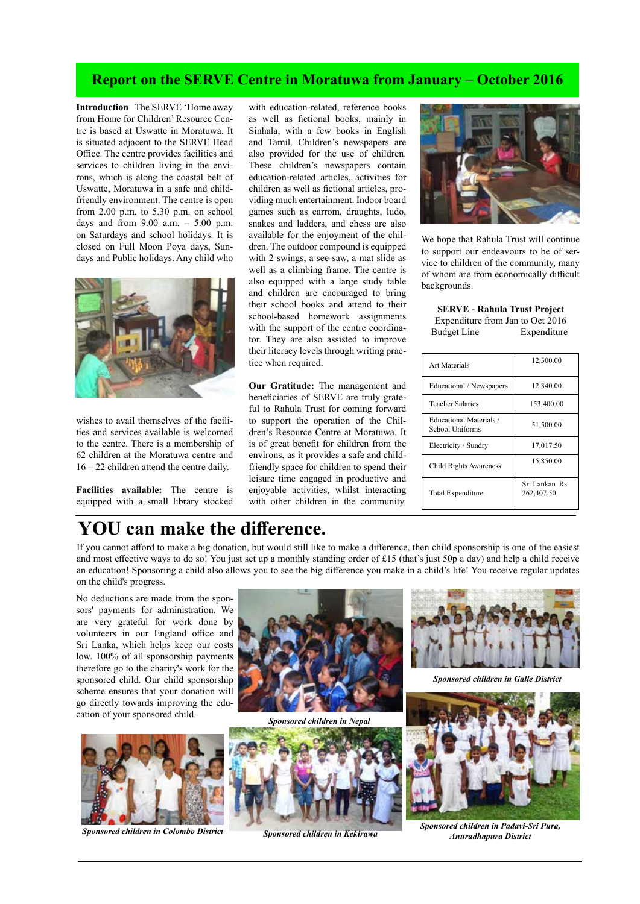## Report on the SERVE Centre in Moratuwa from January – October 2016

**Introduction** The SERVE 'Home away from Home for Children' Resource Centre is based at Uswatte in Moratuwa. It is situated adjacent to the SERVE Head Office. The centre provides facilities and services to children living in the environs, which is along the coastal belt of Uswatte, Moratuwa in a safe and child-friendly environment. The centre is open from 2.00 p.m. to 5.30 p.m. on school days and from 9.00 a.m. – 5.00 p.m. on Saturdays and school holidays. It is closed on Full Moon Poya days, Sundays and Public holidays. Any child who wishes to avail themselves of the facilities and services available is welcomed to the centre. There is a membership of 62 children at the Moratuwa centre and 16 – 22 children attend the centre daily.

**Facilities available:** The centre is equipped with a small library stocked with education-related, reference books as well as fictional books, mainly in Sinhala, with a few books in English and Tamil. Children's newspapers are also provided for the use of children. These children's newspapers contain education-related articles, activities for children as well as fictional articles, providing much entertainment. Indoor board games such as carrom, draughts, ludo, snakes and ladders, and chess are also available for the enjoyment of the children. The outdoor compound is equipped with 2 swings, a see-saw, a mat slide as well as a climbing frame. The centre is also equipped with a large study table and children are encouraged to bring their school books and attend to their school-based homework assignments with the support of the centre coordinator. They are also assisted to improve their literacy levels through writing practice when required.

**Our Gratitude:** The management and beneficiaries of SERVE are truly grateful to Rahula Trust for coming forward to support the operation of the Children's Resource Centre at Moratuwa. It is of great benefit for children from the environs, as it provides a safe and child-friendly space for children to spend their leisure time engaged in productive and enjoyable activities, whilst interacting with other children in the community.

We hope that Rahula Trust will continue to support our endeavours to be of service to children of the community, many of whom are from economically difficult backgrounds.

**SERVE - Rahula Trust Project**
Expenditure from Jan to Oct 2016

| Budget Line | Expenditure |
|---|---|
| Art Materials | 12,300.00 |
| Educational / Newspapers | 12,340.00 |
| Teacher Salaries | 153,400.00 |
| Educational Materials / School Uniforms | 51,500.00 |
| Electricity / Sundry | 17,017.50 |
| Child Rights Awareness | 15,850.00 |
| Total Expenditure | Sri Lankan Rs. 262,407.50 |

# YOU can make the difference.

If you cannot afford to make a big donation, but would still like to make a difference, then child sponsorship is one of the easiest and most effective ways to do so! You just set up a monthly standing order of £15 (that's just 50p a day) and help a child receive an education! Sponsoring a child also allows you to see the big difference you make in a child's life! You receive regular updates on the child's progress.

No deductions are made from the sponsors' payments for administration. We are very grateful for work done by volunteers in our England office and Sri Lanka, which helps keep our costs low. 100% of all sponsorship payments therefore go to the charity's work for the sponsored child. Our child sponsorship scheme ensures that your donation will go directly towards improving the education of your sponsored child.

*Sponsored children in Nepal*

*Sponsored children in Galle District*

*Sponsored children in Colombo District*

*Sponsored children in Kekirawa*

*Sponsored children in Padavi-Sri Pura, Anuradhapura District*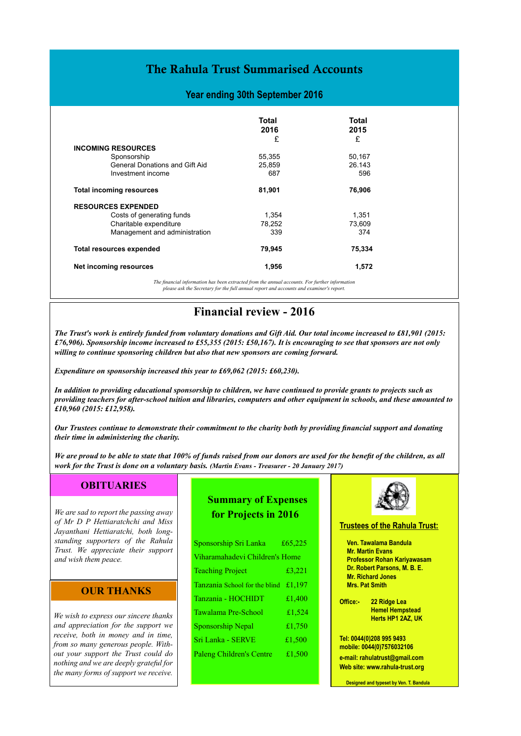# The Rahula Trust Summarised Accounts

## Year ending 30th September 2016

| | Total 2016 £ | Total 2015 £ |
|---|---|---|
| **INCOMING RESOURCES** | | |
| Sponsorship | 55,355 | 50,167 |
| General Donations and Gift Aid | 25,859 | 26.143 |
| Investment income | 687 | 596 |
| **Total incoming resources** | **81,901** | **76,906** |
| **RESOURCES EXPENDED** | | |
| Costs of generating funds | 1,354 | 1,351 |
| Charitable expenditure | 78,252 | 73,609 |
| Management and administration | 339 | 374 |
| **Total resources expended** | **79,945** | **75,334** |
| **Net incoming resources** | **1,956** | **1,572** |

*The financial information has been extracted from the annual accounts. For further information please ask the Secretary for the full annual report and accounts and examiner's report.*

# Financial review - 2016

***The Trust's work is entirely funded from voluntary donations and Gift Aid. Our total income increased to £81,901 (2015: £76,906). Sponsorship income increased to £55,355 (2015: £50,167). It is encouraging to see that sponsors are not only willing to continue sponsoring children but also that new sponsors are coming forward.***

***Expenditure on sponsorship increased this year to £69,062 (2015: £60,230).***

***In addition to providing educational sponsorship to children, we have continued to provide grants to projects such as providing teachers for after-school tuition and libraries, computers and other equipment in schools, and these amounted to £10,960 (2015: £12,958).***

***Our Trustees continue to demonstrate their commitment to the charity both by providing financial support and donating their time in administering the charity.***

***We are proud to be able to state that 100% of funds raised from our donors are used for the benefit of the children, as all work for the Trust is done on a voluntary basis.*** ***(Martin Evans - Treasurer - 20 January 2017)***

## OBITUARIES

*We are sad to report the passing away of Mr D P Hettiaratchchi and Miss Jayanthani Hettiaratchi, both long-standing supporters of the Rahula Trust. We appreciate their support and wish them peace.*

## OUR THANKS

*We wish to express our sincere thanks and appreciation for the support we receive, both in money and in time, from so many generous people. Without your support the Trust could do nothing and we are deeply grateful for the many forms of support we receive.*

## Summary of Expenses for Projects in 2016

| Project | Amount |
|---|---|
| Sponsorship Sri Lanka | £65,225 |
| Viharamahadevi Children's Home | |
| Teaching Project | £3,221 |
| Tanzania School for the blind | £1,197 |
| Tanzania - HOCHIDT | £1,400 |
| Tawalama Pre-School | £1,524 |
| Sponsorship Nepal | £1,750 |
| Sri Lanka - SERVE | £1,500 |
| Paleng Children's Centre | £1,500 |

## Trustees of the Rahula Trust:

**Ven. Tawalama Bandula**
**Mr. Martin Evans**
**Professor Rohan Kariyawasam**
**Dr. Robert Parsons, M. B. E.**
**Mr. Richard Jones**
**Mrs. Pat Smith**

**Office:-** **22 Ridge Lea**
**Hemel Hempstead**
**Herts HP1 2AZ, UK**

**Tel: 0044(0)208 995 9493**
**mobile: 0044(0)7576032106**
**e-mail: rahulatrust@gmail.com**
**Web site: www.rahula-trust.org**

**Designed and typeset by Ven. T. Bandula**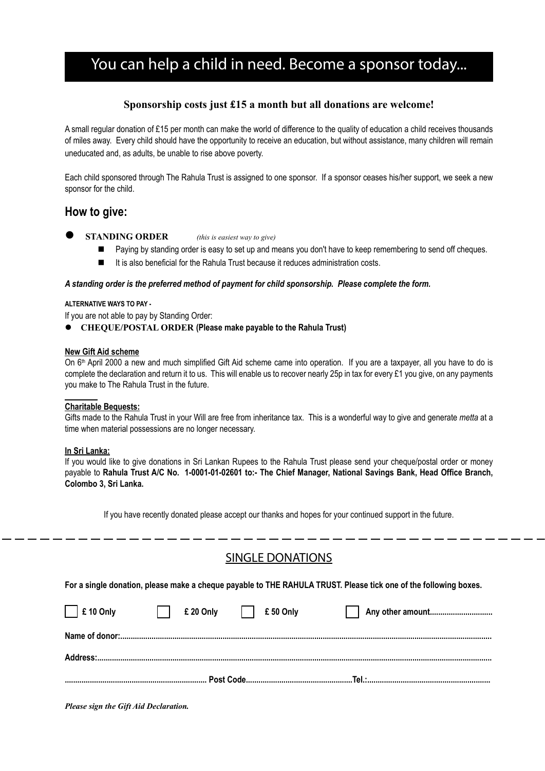# You can help a child in need. Become a sponsor today...

**Sponsorship costs just £15 a month but all donations are welcome!**

A small regular donation of £15 per month can make the world of difference to the quality of education a child receives thousands of miles away. Every child should have the opportunity to receive an education, but without assistance, many children will remain uneducated and, as adults, be unable to rise above poverty.

Each child sponsored through The Rahula Trust is assigned to one sponsor. If a sponsor ceases his/her support, we seek a new sponsor for the child.

## How to give:

- **STANDING ORDER** *(this is easiest way to give)*
  - Paying by standing order is easy to set up and means you don't have to keep remembering to send off cheques.
  - It is also beneficial for the Rahula Trust because it reduces administration costs.

***A standing order is the preferred method of payment for child sponsorship. Please complete the form.***

**ALTERNATIVE WAYS TO PAY -**

If you are not able to pay by Standing Order:

- **CHEQUE/POSTAL ORDER (Please make payable to the Rahula Trust)**

**New Gift Aid scheme**

On 6th April 2000 a new and much simplified Gift Aid scheme came into operation. If you are a taxpayer, all you have to do is complete the declaration and return it to us. This will enable us to recover nearly 25p in tax for every £1 you give, on any payments you make to The Rahula Trust in the future.

**Charitable Bequests:**

Gifts made to the Rahula Trust in your Will are free from inheritance tax. This is a wonderful way to give and generate *metta* at a time when material possessions are no longer necessary.

**In Sri Lanka:**

If you would like to give donations in Sri Lankan Rupees to the Rahula Trust please send your cheque/postal order or money payable to **Rahula Trust A/C No. 1-0001-01-02601 to:- The Chief Manager, National Savings Bank, Head Office Branch, Colombo 3, Sri Lanka.**

If you have recently donated please accept our thanks and hopes for your continued support in the future.

---

## SINGLE DONATIONS

**For a single donation, please make a cheque payable to THE RAHULA TRUST. Please tick one of the following boxes.**

☐ **£ 10 Only** ☐ **£ 20 Only** ☐ **£ 50 Only** ☐ **Any other amount..............................**

**Name of donor:...................................................................................................................................................................**

**Address:..............................................................................................................................................................................**

**.................................................................... Post Code.................................................Tel.:...........................................................**

***Please sign the Gift Aid Declaration.***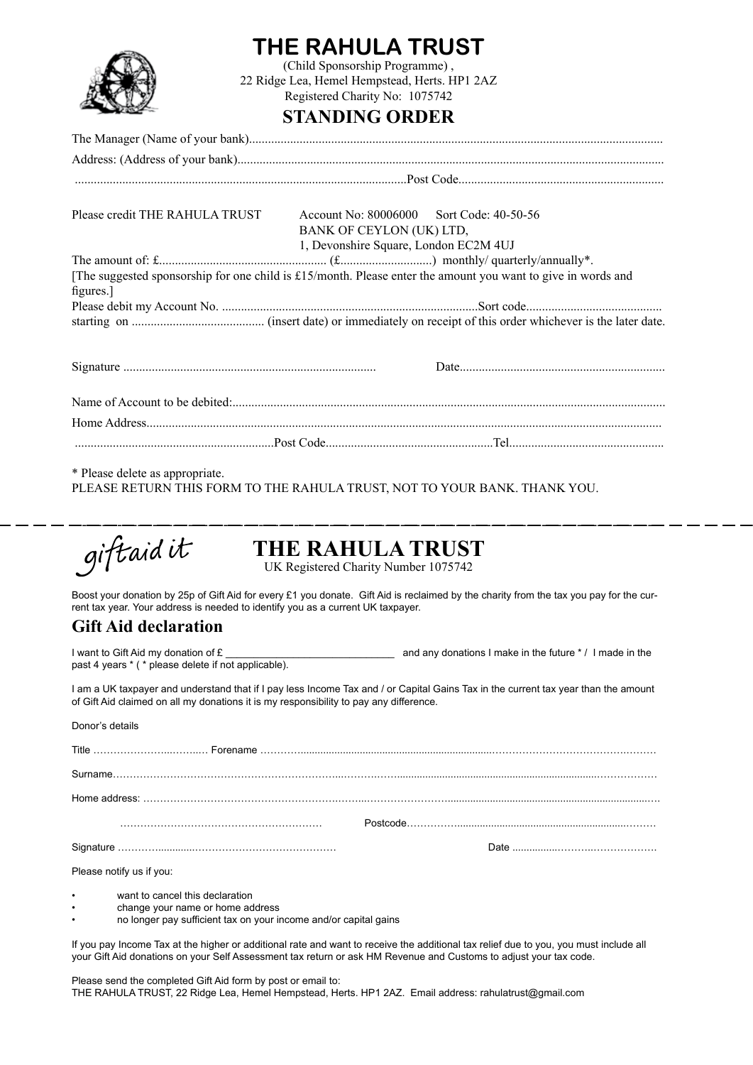# THE RAHULA TRUST

(Child Sponsorship Programme) ,
22 Ridge Lea, Hemel Hempstead, Herts. HP1 2AZ
Registered Charity No: 1075742

## STANDING ORDER

The Manager (Name of your bank)..........................................................................................................................................

Address: (Address of your bank).............................................................................................................................................

.........................................................................................................Post Code.................................................................

Please credit THE RAHULA TRUST Account No: 80006000 Sort Code: 40-50-56
BANK OF CEYLON (UK) LTD,
1, Devonshire Square, London EC2M 4UJ

The amount of: £..................................................... (£.............................) monthly/ quarterly/annually*.

[The suggested sponsorship for one child is £15/month. Please enter the amount you want to give in words and figures.]

Please debit my Account No. .................................................................................Sort code..........................................

starting on .......................................... (insert date) or immediately on receipt of this order whichever is the later date.

Signature ............................................................................... Date................................................................

Name of Account to be debited:.......................................................................................................................................

Home Address..................................................................................................................................................................

..............................................................Post Code.....................................................Tel................................................

\* Please delete as appropriate.

PLEASE RETURN THIS FORM TO THE RAHULA TRUST, NOT TO YOUR BANK. THANK YOU.

---

*giftaid it*

# THE RAHULA TRUST

UK Registered Charity Number 1075742

Boost your donation by 25p of Gift Aid for every £1 you donate. Gift Aid is reclaimed by the charity from the tax you pay for the current tax year. Your address is needed to identify you as a current UK taxpayer.

## Gift Aid declaration

I want to Gift Aid my donation of £ ______________________________ and any donations I make in the future * / I made in the past 4 years * ( * please delete if not applicable).

I am a UK taxpayer and understand that if I pay less Income Tax and / or Capital Gains Tax in the current tax year than the amount of Gift Aid claimed on all my donations it is my responsibility to pay any difference.

Donor's details

Title ………………….……… Forename ……………………………………………………………………………………………

Surname……………………………………………………………………………………………………………………………

Home address: ………………………………………………………………………………………………………………………

…………………………………………………. Postcode……………………………………………………………

Signature ………………………………………………… Date ……………………………

Please notify us if you:

- want to cancel this declaration
- change your name or home address
- no longer pay sufficient tax on your income and/or capital gains

If you pay Income Tax at the higher or additional rate and want to receive the additional tax relief due to you, you must include all your Gift Aid donations on your Self Assessment tax return or ask HM Revenue and Customs to adjust your tax code.

Please send the completed Gift Aid form by post or email to:
THE RAHULA TRUST, 22 Ridge Lea, Hemel Hempstead, Herts. HP1 2AZ. Email address: rahulatrust@gmail.com